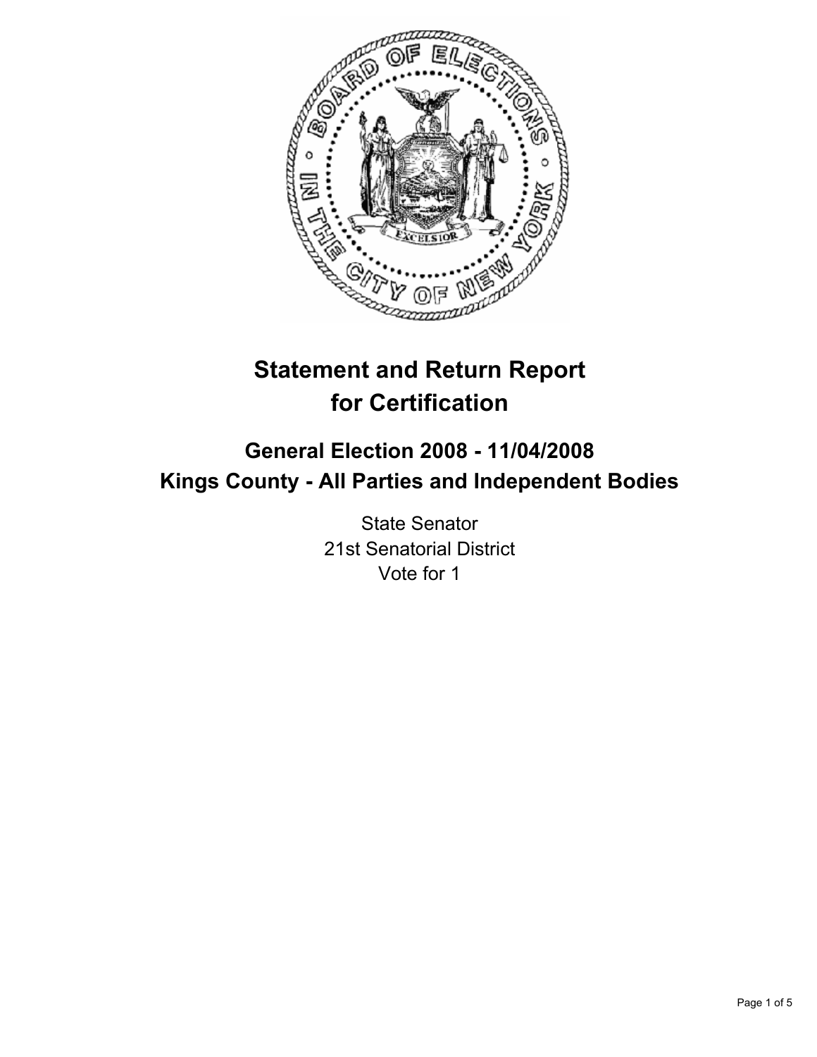# Statement and Return Report for Certification

## General Election 2008 - 11/04/2008
## Kings County - All Parties and Independent Bodies

State Senator
21st Senatorial District
Vote for 1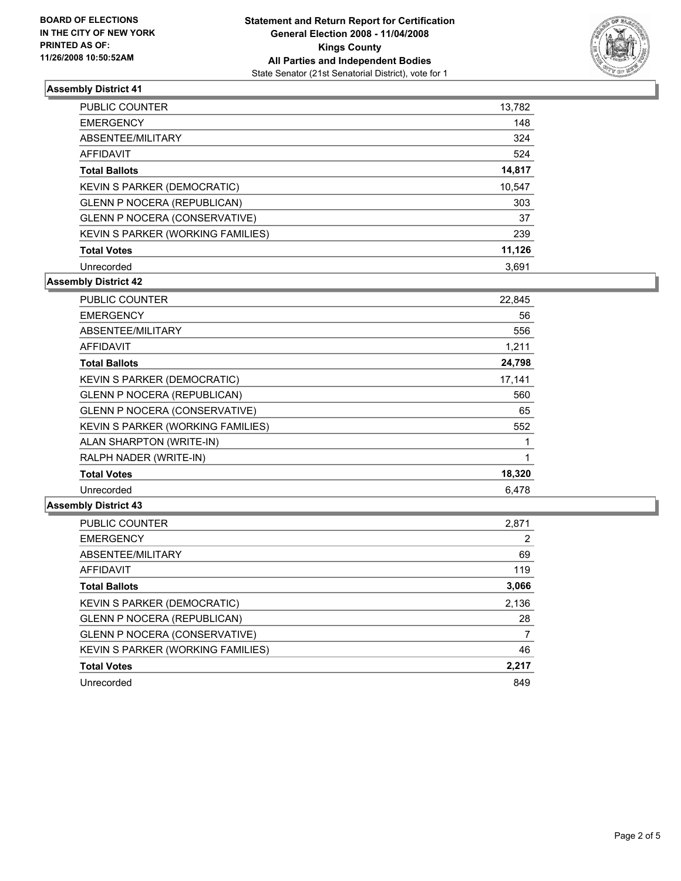BOARD OF ELECTIONS
IN THE CITY OF NEW YORK
PRINTED AS OF:
11/26/2008 10:50:52AM

**Statement and Return Report for Certification**
**General Election 2008 - 11/04/2008**
**Kings County**
**All Parties and Independent Bodies**
State Senator (21st Senatorial District), vote for 1

### Assembly District 41

| | |
|---|---|
| PUBLIC COUNTER | 13,782 |
| EMERGENCY | 148 |
| ABSENTEE/MILITARY | 324 |
| AFFIDAVIT | 524 |
| **Total Ballots** | **14,817** |
| KEVIN S PARKER (DEMOCRATIC) | 10,547 |
| GLENN P NOCERA (REPUBLICAN) | 303 |
| GLENN P NOCERA (CONSERVATIVE) | 37 |
| KEVIN S PARKER (WORKING FAMILIES) | 239 |
| **Total Votes** | **11,126** |
| Unrecorded | 3,691 |

### Assembly District 42

| | |
|---|---|
| PUBLIC COUNTER | 22,845 |
| EMERGENCY | 56 |
| ABSENTEE/MILITARY | 556 |
| AFFIDAVIT | 1,211 |
| **Total Ballots** | **24,798** |
| KEVIN S PARKER (DEMOCRATIC) | 17,141 |
| GLENN P NOCERA (REPUBLICAN) | 560 |
| GLENN P NOCERA (CONSERVATIVE) | 65 |
| KEVIN S PARKER (WORKING FAMILIES) | 552 |
| ALAN SHARPTON (WRITE-IN) | 1 |
| RALPH NADER (WRITE-IN) | 1 |
| **Total Votes** | **18,320** |
| Unrecorded | 6,478 |

### Assembly District 43

| | |
|---|---|
| PUBLIC COUNTER | 2,871 |
| EMERGENCY | 2 |
| ABSENTEE/MILITARY | 69 |
| AFFIDAVIT | 119 |
| **Total Ballots** | **3,066** |
| KEVIN S PARKER (DEMOCRATIC) | 2,136 |
| GLENN P NOCERA (REPUBLICAN) | 28 |
| GLENN P NOCERA (CONSERVATIVE) | 7 |
| KEVIN S PARKER (WORKING FAMILIES) | 46 |
| **Total Votes** | **2,217** |
| Unrecorded | 849 |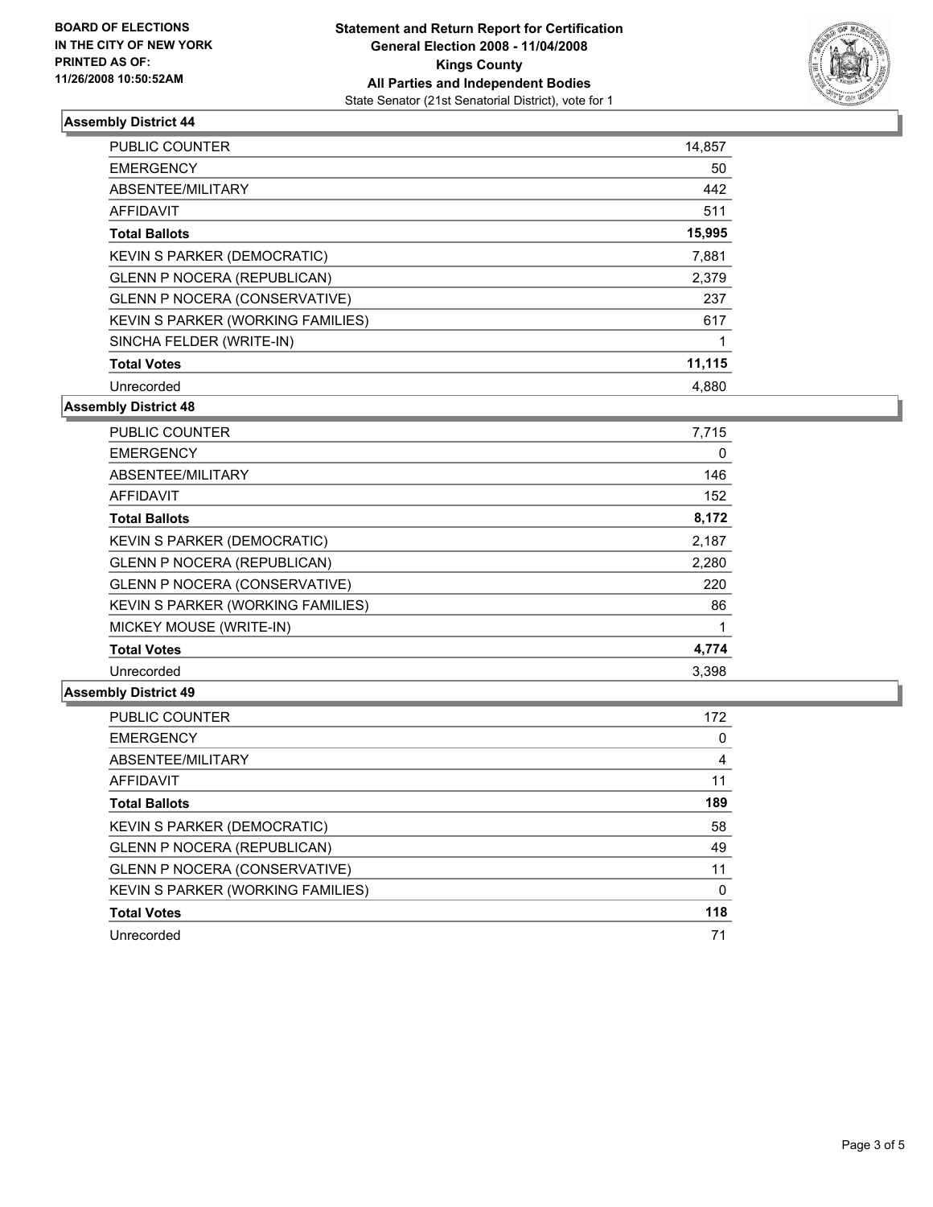**BOARD OF ELECTIONS IN THE CITY OF NEW YORK PRINTED AS OF: 11/26/2008 10:50:52AM**

# Statement and Return Report for Certification
## General Election 2008 - 11/04/2008
## Kings County
## All Parties and Independent Bodies
State Senator (21st Senatorial District), vote for 1

### Assembly District 44

| | |
|---|---|
| PUBLIC COUNTER | 14,857 |
| EMERGENCY | 50 |
| ABSENTEE/MILITARY | 442 |
| AFFIDAVIT | 511 |
| **Total Ballots** | **15,995** |
| KEVIN S PARKER (DEMOCRATIC) | 7,881 |
| GLENN P NOCERA (REPUBLICAN) | 2,379 |
| GLENN P NOCERA (CONSERVATIVE) | 237 |
| KEVIN S PARKER (WORKING FAMILIES) | 617 |
| SINCHA FELDER (WRITE-IN) | 1 |
| **Total Votes** | **11,115** |
| Unrecorded | 4,880 |

### Assembly District 48

| | |
|---|---|
| PUBLIC COUNTER | 7,715 |
| EMERGENCY | 0 |
| ABSENTEE/MILITARY | 146 |
| AFFIDAVIT | 152 |
| **Total Ballots** | **8,172** |
| KEVIN S PARKER (DEMOCRATIC) | 2,187 |
| GLENN P NOCERA (REPUBLICAN) | 2,280 |
| GLENN P NOCERA (CONSERVATIVE) | 220 |
| KEVIN S PARKER (WORKING FAMILIES) | 86 |
| MICKEY MOUSE (WRITE-IN) | 1 |
| **Total Votes** | **4,774** |
| Unrecorded | 3,398 |

### Assembly District 49

| | |
|---|---|
| PUBLIC COUNTER | 172 |
| EMERGENCY | 0 |
| ABSENTEE/MILITARY | 4 |
| AFFIDAVIT | 11 |
| **Total Ballots** | **189** |
| KEVIN S PARKER (DEMOCRATIC) | 58 |
| GLENN P NOCERA (REPUBLICAN) | 49 |
| GLENN P NOCERA (CONSERVATIVE) | 11 |
| KEVIN S PARKER (WORKING FAMILIES) | 0 |
| **Total Votes** | **118** |
| Unrecorded | 71 |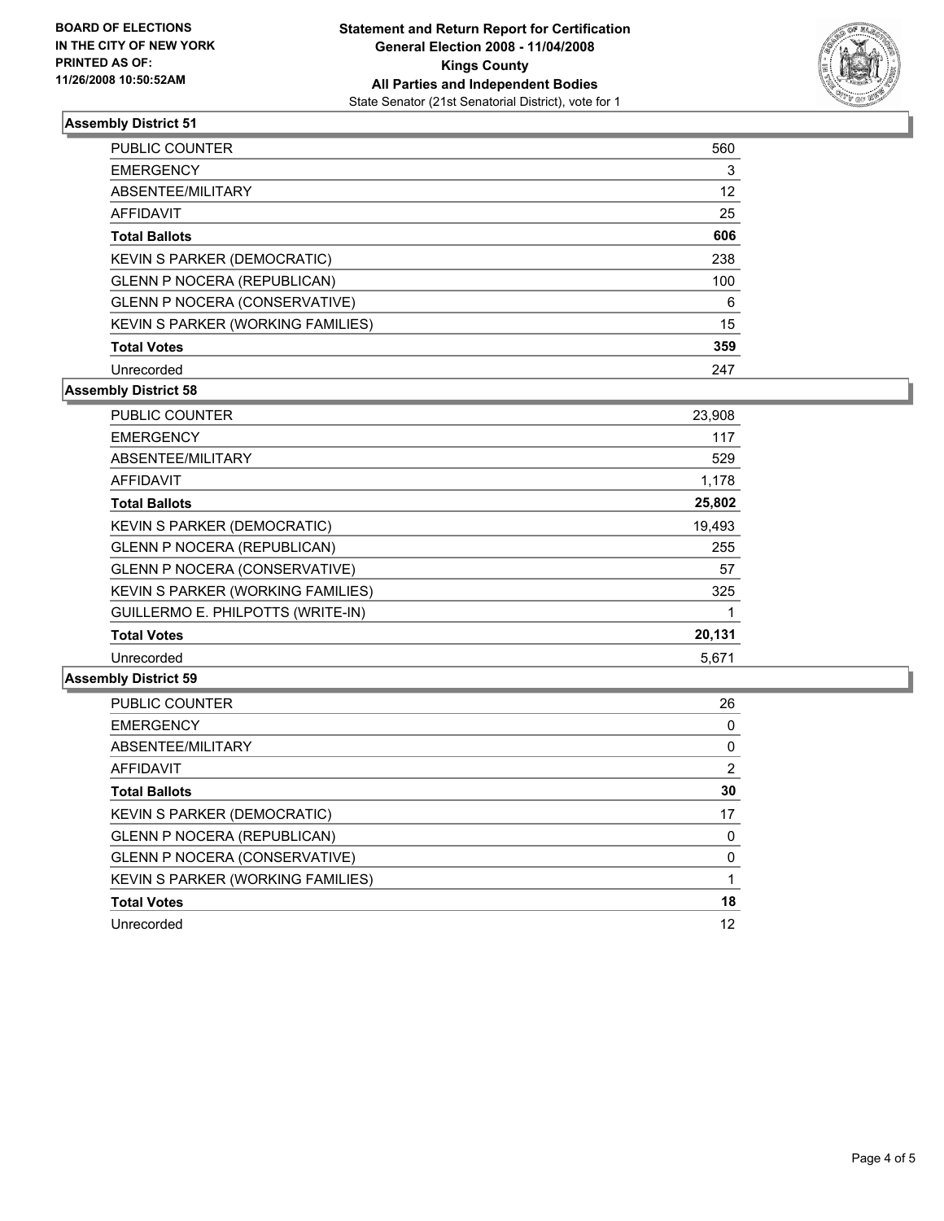**BOARD OF ELECTIONS IN THE CITY OF NEW YORK PRINTED AS OF: 11/26/2008 10:50:52AM**

**Statement and Return Report for Certification General Election 2008 - 11/04/2008 Kings County All Parties and Independent Bodies**

State Senator (21st Senatorial District), vote for 1

### Assembly District 51

| | |
|---|---|
| PUBLIC COUNTER | 560 |
| EMERGENCY | 3 |
| ABSENTEE/MILITARY | 12 |
| AFFIDAVIT | 25 |
| **Total Ballots** | **606** |
| KEVIN S PARKER (DEMOCRATIC) | 238 |
| GLENN P NOCERA (REPUBLICAN) | 100 |
| GLENN P NOCERA (CONSERVATIVE) | 6 |
| KEVIN S PARKER (WORKING FAMILIES) | 15 |
| **Total Votes** | **359** |
| Unrecorded | 247 |

### Assembly District 58

| | |
|---|---|
| PUBLIC COUNTER | 23,908 |
| EMERGENCY | 117 |
| ABSENTEE/MILITARY | 529 |
| AFFIDAVIT | 1,178 |
| **Total Ballots** | **25,802** |
| KEVIN S PARKER (DEMOCRATIC) | 19,493 |
| GLENN P NOCERA (REPUBLICAN) | 255 |
| GLENN P NOCERA (CONSERVATIVE) | 57 |
| KEVIN S PARKER (WORKING FAMILIES) | 325 |
| GUILLERMO E. PHILPOTTS (WRITE-IN) | 1 |
| **Total Votes** | **20,131** |
| Unrecorded | 5,671 |

### Assembly District 59

| | |
|---|---|
| PUBLIC COUNTER | 26 |
| EMERGENCY | 0 |
| ABSENTEE/MILITARY | 0 |
| AFFIDAVIT | 2 |
| **Total Ballots** | **30** |
| KEVIN S PARKER (DEMOCRATIC) | 17 |
| GLENN P NOCERA (REPUBLICAN) | 0 |
| GLENN P NOCERA (CONSERVATIVE) | 0 |
| KEVIN S PARKER (WORKING FAMILIES) | 1 |
| **Total Votes** | **18** |
| Unrecorded | 12 |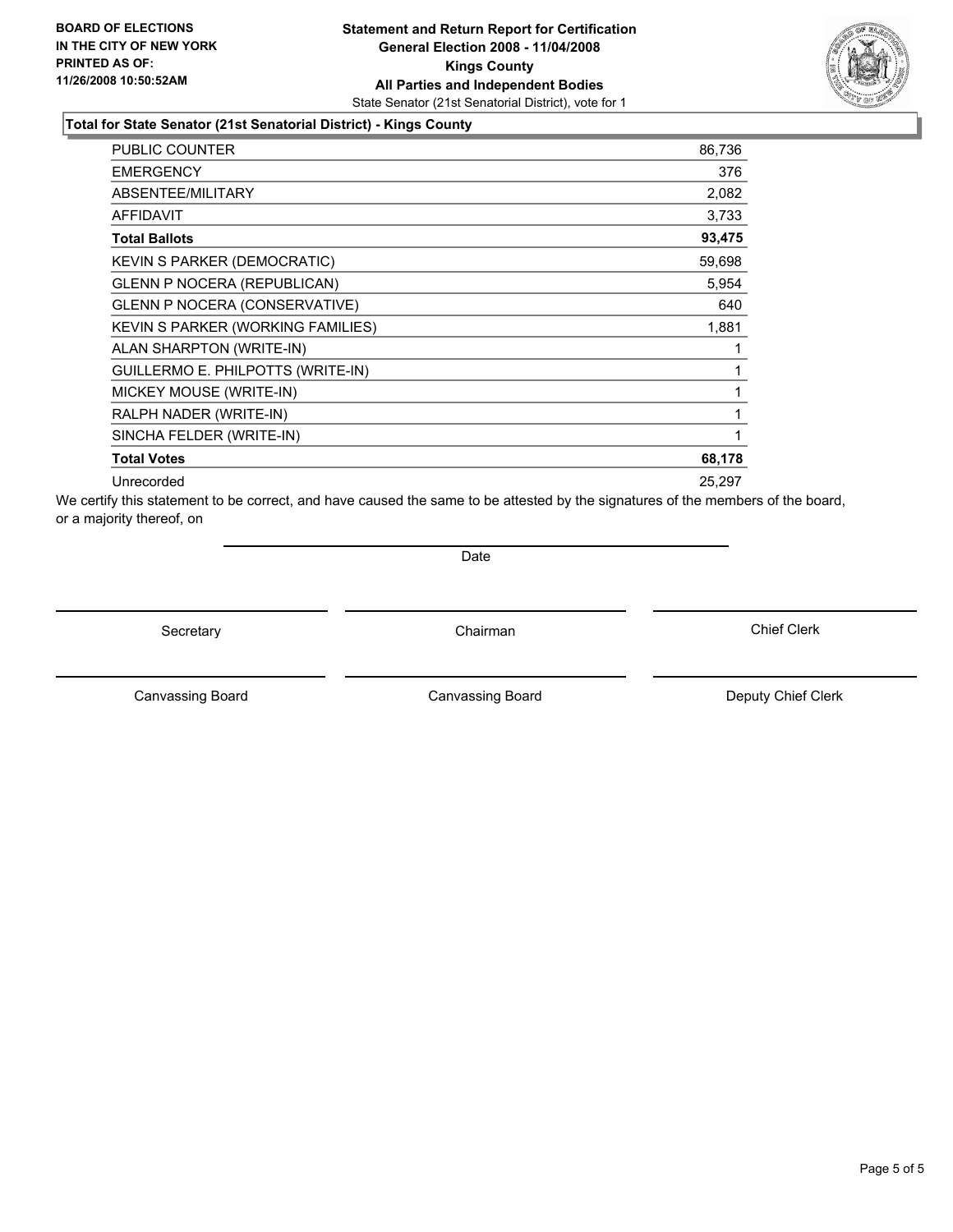**BOARD OF ELECTIONS IN THE CITY OF NEW YORK**
**PRINTED AS OF: 11/26/2008 10:50:52AM**

**Statement and Return Report for Certification**
**General Election 2008 - 11/04/2008**
**Kings County**
**All Parties and Independent Bodies**
State Senator (21st Senatorial District), vote for 1

**Total for State Senator (21st Senatorial District) - Kings County**

| | |
|---|---|
| PUBLIC COUNTER | 86,736 |
| EMERGENCY | 376 |
| ABSENTEE/MILITARY | 2,082 |
| AFFIDAVIT | 3,733 |
| **Total Ballots** | **93,475** |
| KEVIN S PARKER (DEMOCRATIC) | 59,698 |
| GLENN P NOCERA (REPUBLICAN) | 5,954 |
| GLENN P NOCERA (CONSERVATIVE) | 640 |
| KEVIN S PARKER (WORKING FAMILIES) | 1,881 |
| ALAN SHARPTON (WRITE-IN) | 1 |
| GUILLERMO E. PHILPOTTS (WRITE-IN) | 1 |
| MICKEY MOUSE (WRITE-IN) | 1 |
| RALPH NADER (WRITE-IN) | 1 |
| SINCHA FELDER (WRITE-IN) | 1 |
| **Total Votes** | **68,178** |
| Unrecorded | 25,297 |

We certify this statement to be correct, and have caused the same to be attested by the signatures of the members of the board, or a majority thereof, on

Date

Secretary

Chairman

Chief Clerk

Canvassing Board

Canvassing Board

Deputy Chief Clerk